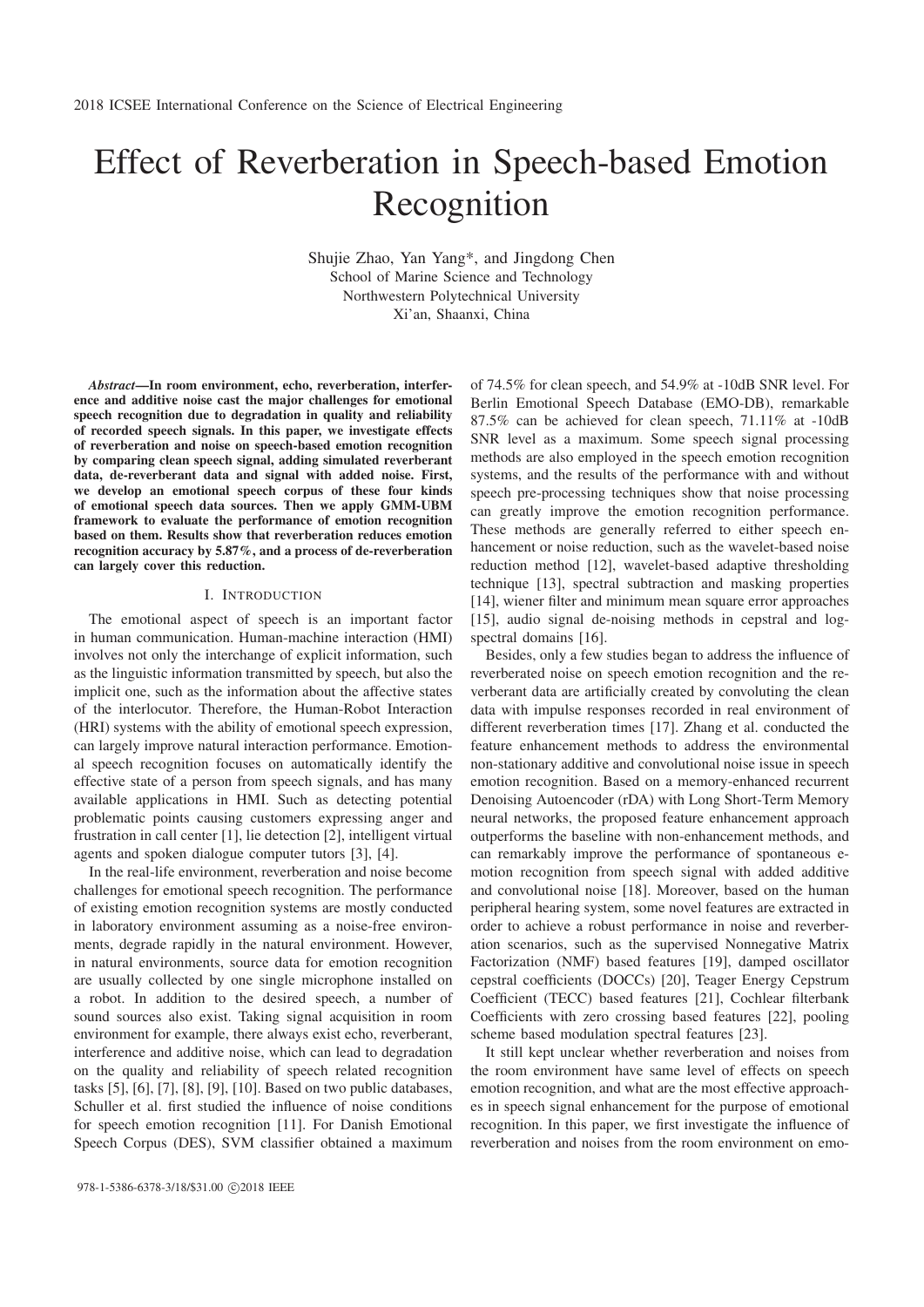# Effect of Reverberation in Speech-based Emotion Recognition

Shujie Zhao, Yan Yang*, and Jingdong Chen
School of Marine Science and Technology
Northwestern Polytechnical University
Xi'an, Shaanxi, China

***Abstract*—In room environment, echo, reverberation, interference and additive noise cast the major challenges for emotional speech recognition due to degradation in quality and reliability of recorded speech signals. In this paper, we investigate effects of reverberation and noise on speech-based emotion recognition by comparing clean speech signal, adding simulated reverberant data, de-reverberant data and signal with added noise. First, we develop an emotional speech corpus of these four kinds of emotional speech data sources. Then we apply GMM-UBM framework to evaluate the performance of emotion recognition based on them. Results show that reverberation reduces emotion recognition accuracy by 5.87%, and a process of de-reverberation can largely cover this reduction.**

## I. Introduction

The emotional aspect of speech is an important factor in human communication. Human-machine interaction (HMI) involves not only the interchange of explicit information, such as the linguistic information transmitted by speech, but also the implicit one, such as the information about the affective states of the interlocutor. Therefore, the Human-Robot Interaction (HRI) systems with the ability of emotional speech expression, can largely improve natural interaction performance. Emotional speech recognition focuses on automatically identify the effective state of a person from speech signals, and has many available applications in HMI. Such as detecting potential problematic points causing customers expressing anger and frustration in call center [1], lie detection [2], intelligent virtual agents and spoken dialogue computer tutors [3], [4].

In the real-life environment, reverberation and noise become challenges for emotional speech recognition. The performance of existing emotion recognition systems are mostly conducted in laboratory environment assuming as a noise-free environments, degrade rapidly in the natural environment. However, in natural environments, source data for emotion recognition are usually collected by one single microphone installed on a robot. In addition to the desired speech, a number of sound sources also exist. Taking signal acquisition in room environment for example, there always exist echo, reverberant, interference and additive noise, which can lead to degradation on the quality and reliability of speech related recognition tasks [5], [6], [7], [8], [9], [10]. Based on two public databases, Schuller et al. first studied the influence of noise conditions for speech emotion recognition [11]. For Danish Emotional Speech Corpus (DES), SVM classifier obtained a maximum of 74.5% for clean speech, and 54.9% at -10dB SNR level. For Berlin Emotional Speech Database (EMO-DB), remarkable 87.5% can be achieved for clean speech, 71.11% at -10dB SNR level as a maximum. Some speech signal processing methods are also employed in the speech emotion recognition systems, and the results of the performance with and without speech pre-processing techniques show that noise processing can greatly improve the emotion recognition performance. These methods are generally referred to either speech enhancement or noise reduction, such as the wavelet-based noise reduction method [12], wavelet-based adaptive thresholding technique [13], spectral subtraction and masking properties [14], wiener filter and minimum mean square error approaches [15], audio signal de-noising methods in cepstral and log-spectral domains [16].

Besides, only a few studies began to address the influence of reverberated noise on speech emotion recognition and the reverberant data are artificially created by convoluting the clean data with impulse responses recorded in real environment of different reverberation times [17]. Zhang et al. conducted the feature enhancement methods to address the environmental non-stationary additive and convolutional noise issue in speech emotion recognition. Based on a memory-enhanced recurrent Denoising Autoencoder (rDA) with Long Short-Term Memory neural networks, the proposed feature enhancement approach outperforms the baseline with non-enhancement methods, and can remarkably improve the performance of spontaneous emotion recognition from speech signal with added additive and convolutional noise [18]. Moreover, based on the human peripheral hearing system, some novel features are extracted in order to achieve a robust performance in noise and reverberation scenarios, such as the supervised Nonnegative Matrix Factorization (NMF) based features [19], damped oscillator cepstral coefficients (DOCCs) [20], Teager Energy Cepstrum Coefficient (TECC) based features [21], Cochlear filterbank Coefficients with zero crossing based features [22], pooling scheme based modulation spectral features [23].

It still kept unclear whether reverberation and noises from the room environment have same level of effects on speech emotion recognition, and what are the most effective approaches in speech signal enhancement for the purpose of emotional recognition. In this paper, we first investigate the influence of reverberation and noises from the room environment on emo-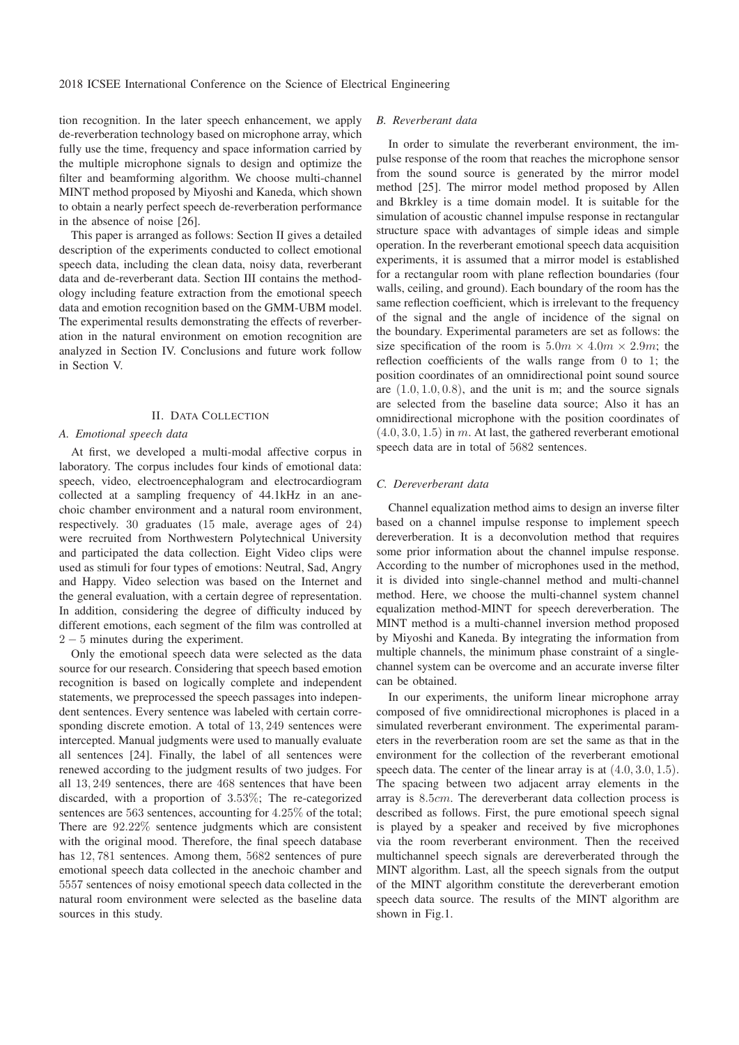tion recognition. In the later speech enhancement, we apply de-reverberation technology based on microphone array, which fully use the time, frequency and space information carried by the multiple microphone signals to design and optimize the filter and beamforming algorithm. We choose multi-channel MINT method proposed by Miyoshi and Kaneda, which shown to obtain a nearly perfect speech de-reverberation performance in the absence of noise [26].

This paper is arranged as follows: Section II gives a detailed description of the experiments conducted to collect emotional speech data, including the clean data, noisy data, reverberant data and de-reverberant data. Section III contains the methodology including feature extraction from the emotional speech data and emotion recognition based on the GMM-UBM model. The experimental results demonstrating the effects of reverberation in the natural environment on emotion recognition are analyzed in Section IV. Conclusions and future work follow in Section V.

## II. Data Collection

### *A. Emotional speech data*

At first, we developed a multi-modal affective corpus in laboratory. The corpus includes four kinds of emotional data: speech, video, electroencephalogram and electrocardiogram collected at a sampling frequency of 44.1kHz in an anechoic chamber environment and a natural room environment, respectively. 30 graduates (15 male, average ages of 24) were recruited from Northwestern Polytechnical University and participated the data collection. Eight Video clips were used as stimuli for four types of emotions: Neutral, Sad, Angry and Happy. Video selection was based on the Internet and the general evaluation, with a certain degree of representation. In addition, considering the degree of difficulty induced by different emotions, each segment of the film was controlled at $2-5$ minutes during the experiment.

Only the emotional speech data were selected as the data source for our research. Considering that speech based emotion recognition is based on logically complete and independent statements, we preprocessed the speech passages into independent sentences. Every sentence was labeled with certain corresponding discrete emotion. A total of 13,249 sentences were intercepted. Manual judgments were used to manually evaluate all sentences [24]. Finally, the label of all sentences were renewed according to the judgment results of two judges. For all 13,249 sentences, there are 468 sentences that have been discarded, with a proportion of 3.53%; The re-categorized sentences are 563 sentences, accounting for 4.25% of the total; There are 92.22% sentence judgments which are consistent with the original mood. Therefore, the final speech database has 12,781 sentences. Among them, 5682 sentences of pure emotional speech data collected in the anechoic chamber and 5557 sentences of noisy emotional speech data collected in the natural room environment were selected as the baseline data sources in this study.

### *B. Reverberant data*

In order to simulate the reverberant environment, the impulse response of the room that reaches the microphone sensor from the sound source is generated by the mirror model method [25]. The mirror model method proposed by Allen and Bkrkley is a time domain model. It is suitable for the simulation of acoustic channel impulse response in rectangular structure space with advantages of simple ideas and simple operation. In the reverberant emotional speech data acquisition experiments, it is assumed that a mirror model is established for a rectangular room with plane reflection boundaries (four walls, ceiling, and ground). Each boundary of the room has the same reflection coefficient, which is irrelevant to the frequency of the signal and the angle of incidence of the signal on the boundary. Experimental parameters are set as follows: the size specification of the room is $5.0m \times 4.0m \times 2.9m$; the reflection coefficients of the walls range from 0 to 1; the position coordinates of an omnidirectional point sound source are $(1.0, 1.0, 0.8)$, and the unit is m; and the source signals are selected from the baseline data source; Also it has an omnidirectional microphone with the position coordinates of $(4.0, 3.0, 1.5)$ in $m$. At last, the gathered reverberant emotional speech data are in total of 5682 sentences.

### *C. Dereverberant data*

Channel equalization method aims to design an inverse filter based on a channel impulse response to implement speech dereverberation. It is a deconvolution method that requires some prior information about the channel impulse response. According to the number of microphones used in the method, it is divided into single-channel method and multi-channel method. Here, we choose the multi-channel system channel equalization method-MINT for speech dereverberation. The MINT method is a multi-channel inversion method proposed by Miyoshi and Kaneda. By integrating the information from multiple channels, the minimum phase constraint of a single-channel system can be overcome and an accurate inverse filter can be obtained.

In our experiments, the uniform linear microphone array composed of five omnidirectional microphones is placed in a simulated reverberant environment. The experimental parameters in the reverberation room are set the same as that in the environment for the collection of the reverberant emotional speech data. The center of the linear array is at $(4.0, 3.0, 1.5)$. The spacing between two adjacent array elements in the array is $8.5cm$. The dereverberant data collection process is described as follows. First, the pure emotional speech signal is played by a speaker and received by five microphones via the room reverberant environment. Then the received multichannel speech signals are dereverberated through the MINT algorithm. Last, all the speech signals from the output of the MINT algorithm constitute the dereverberant emotion speech data source. The results of the MINT algorithm are shown in Fig.1.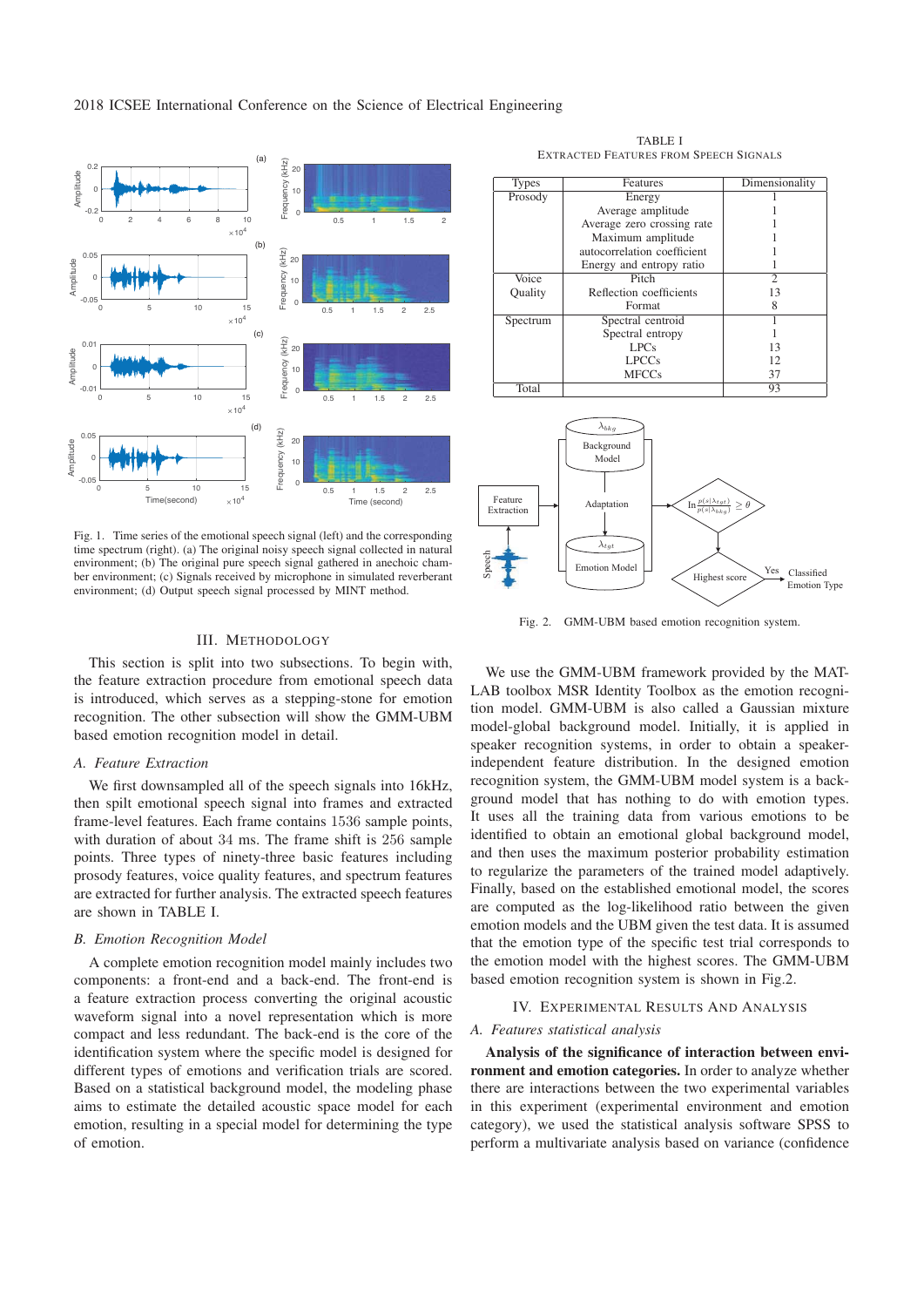Amplitude
0.2
0
-0.2
0 2 4 6 8 10
$\times 10^4$
(a)
Frequency (kHz)
20
10
0
0.5 1 1.5 2

Amplitude
0.05
0
-0.05
0 5 10 15
$\times 10^4$
(b)
Frequency (kHz)
20
10
0
0.5 1 1.5 2 2.5

Amplitude
0.01
0
-0.01
0 5 10 15
$\times 10^4$
(c)
Frequency (kHz)
20
10
0
0.5 1 1.5 2 2.5

Amplitude
0.05
0
-0.05
0 5 10 15
Time(second)
$\times 10^4$
(d)
Frequency (kHz)
20
10
0
0.5 1 1.5 2 2.5
Time (second)

Fig. 1. Time series of the emotional speech signal (left) and the corresponding time spectrum (right). (a) The original noisy speech signal collected in natural environment; (b) The original pure speech signal gathered in anechoic chamber environment; (c) Signals received by microphone in simulated reverberant environment; (d) Output speech signal processed by MINT method.

TABLE I
EXTRACTED FEATURES FROM SPEECH SIGNALS

| Types | Features | Dimensionality |
|---|---|---|
| Prosody | Energy | 1 |
| | Average amplitude | 1 |
| | Average zero crossing rate | 1 |
| | Maximum amplitude | 1 |
| | autocorrelation coefficient | 1 |
| | Energy and entropy ratio | 1 |
| Voice Quality | Pitch | 2 |
| | Reflection coefficients | 13 |
| | Format | 8 |
| Spectrum | Spectral centroid | 1 |
| | Spectral entropy | 1 |
| | LPCs | 13 |
| | LPCCs | 12 |
| | MFCCs | 37 |
| Total | | 93 |

$\lambda_{bkg}$
Background Model
Feature Extraction
Adaptation
$\ln\frac{p(s|\lambda_{tgt})}{p(s|\lambda_{bkg})} \geq \theta$
$\lambda_{tgt}$
Emotion Model
Speech
Highest score
Yes
Classified Emotion Type

Fig. 2. GMM-UBM based emotion recognition system.

## III. Methodology

This section is split into two subsections. To begin with, the feature extraction procedure from emotional speech data is introduced, which serves as a stepping-stone for emotion recognition. The other subsection will show the GMM-UBM based emotion recognition model in detail.

### A. Feature Extraction

We first downsampled all of the speech signals into 16kHz, then spilt emotional speech signal into frames and extracted frame-level features. Each frame contains 1536 sample points, with duration of about 34 ms. The frame shift is 256 sample points. Three types of ninety-three basic features including prosody features, voice quality features, and spectrum features are extracted for further analysis. The extracted speech features are shown in TABLE I.

### B. Emotion Recognition Model

A complete emotion recognition model mainly includes two components: a front-end and a back-end. The front-end is a feature extraction process converting the original acoustic waveform signal into a novel representation which is more compact and less redundant. The back-end is the core of the identification system where the specific model is designed for different types of emotions and verification trials are scored. Based on a statistical background model, the modeling phase aims to estimate the detailed acoustic space model for each emotion, resulting in a special model for determining the type of emotion.

We use the GMM-UBM framework provided by the MATLAB toolbox MSR Identity Toolbox as the emotion recognition model. GMM-UBM is also called a Gaussian mixture model-global background model. Initially, it is applied in speaker recognition systems, in order to obtain a speaker-independent feature distribution. In the designed emotion recognition system, the GMM-UBM model system is a background model that has nothing to do with emotion types. It uses all the training data from various emotions to be identified to obtain an emotional global background model, and then uses the maximum posterior probability estimation to regularize the parameters of the trained model adaptively. Finally, based on the established emotional model, the scores are computed as the log-likelihood ratio between the given emotion models and the UBM given the test data. It is assumed that the emotion type of the specific test trial corresponds to the emotion model with the highest scores. The GMM-UBM based emotion recognition system is shown in Fig.2.

## IV. Experimental Results And Analysis

### A. Features statistical analysis

**Analysis of the significance of interaction between environment and emotion categories.** In order to analyze whether there are interactions between the two experimental variables in this experiment (experimental environment and emotion category), we used the statistical analysis software SPSS to perform a multivariate analysis based on variance (confidence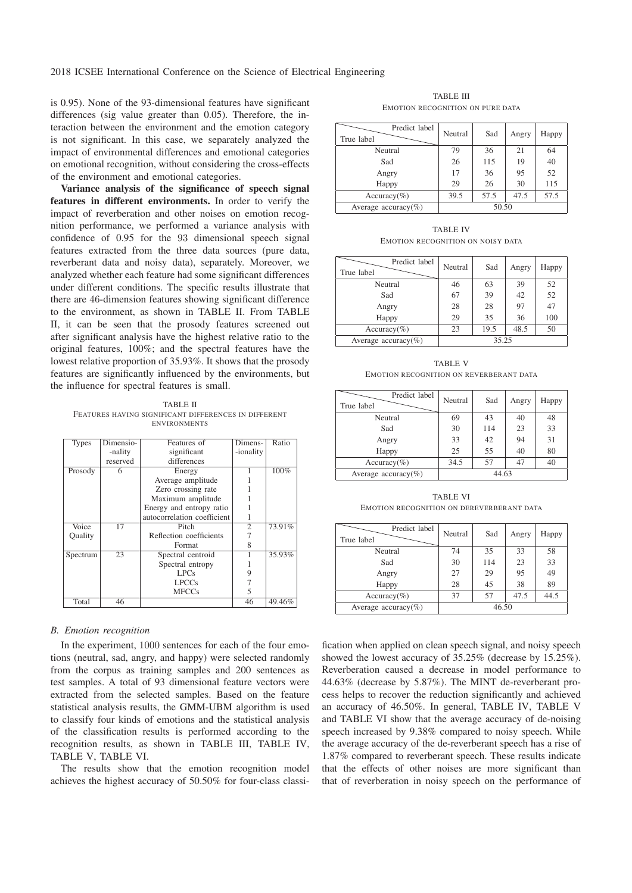is 0.95). None of the 93-dimensional features have significant differences (sig value greater than 0.05). Therefore, the interaction between the environment and the emotion category is not significant. In this case, we separately analyzed the impact of environmental differences and emotional categories on emotional recognition, without considering the cross-effects of the environment and emotional categories.

**Variance analysis of the significance of speech signal features in different environments.** In order to verify the impact of reverberation and other noises on emotion recognition performance, we performed a variance analysis with confidence of 0.95 for the 93 dimensional speech signal features extracted from the three data sources (pure data, reverberant data and noisy data), separately. Moreover, we analyzed whether each feature had some significant differences under different conditions. The specific results illustrate that there are 46-dimension features showing significant difference to the environment, as shown in TABLE II. From TABLE II, it can be seen that the prosody features screened out after significant analysis have the highest relative ratio to the original features, 100%; and the spectral features have the lowest relative proportion of 35.93%. It shows that the prosody features are significantly influenced by the environments, but the influence for spectral features is small.

TABLE II
FEATURES HAVING SIGNIFICANT DIFFERENCES IN DIFFERENT ENVIRONMENTS

| Types | Dimensionality reserved | Features of significant differences | Dimensionality | Ratio |
|---|---|---|---|---|
| Prosody | 6 | Energy | 1 | 100% |
| | | Average amplitude | 1 | |
| | | Zero crossing rate | 1 | |
| | | Maximum amplitude | 1 | |
| | | Energy and entropy ratio | 1 | |
| | | autocorrelation coefficient | 1 | |
| Voice Quality | 17 | Pitch | 2 | 73.91% |
| | | Reflection coefficients | 7 | |
| | | Format | 8 | |
| Spectrum | 23 | Spectral centroid | 1 | 35.93% |
| | | Spectral entropy | 1 | |
| | | LPCs | 9 | |
| | | LPCCs | 7 | |
| | | MFCCs | 5 | |
| Total | 46 | | 46 | 49.46% |

### B. Emotion recognition

In the experiment, 1000 sentences for each of the four emotions (neutral, sad, angry, and happy) were selected randomly from the corpus as training samples and 200 sentences as test samples. A total of 93 dimensional feature vectors were extracted from the selected samples. Based on the feature statistical analysis results, the GMM-UBM algorithm is used to classify four kinds of emotions and the statistical analysis of the classification results is performed according to the recognition results, as shown in TABLE III, TABLE IV, TABLE V, TABLE VI.

The results show that the emotion recognition model achieves the highest accuracy of 50.50% for four-class classification when applied on clean speech signal, and noisy speech showed the lowest accuracy of 35.25% (decrease by 15.25%). Reverberation caused a decrease in model performance to 44.63% (decrease by 5.87%). The MINT de-reverberant process helps to recover the reduction significantly and achieved an accuracy of 46.50%. In general, TABLE IV, TABLE V and TABLE VI show that the average accuracy of de-noising speech increased by 9.38% compared to noisy speech. While the average accuracy of the de-reverberant speech has a rise of 1.87% compared to reverberant speech. These results indicate that the effects of other noises are more significant than that of reverberation in noisy speech on the performance of

TABLE III
EMOTION RECOGNITION ON PURE DATA

| True label \ Predict label | Neutral | Sad | Angry | Happy |
|---|---|---|---|---|
| Neutral | 79 | 36 | 21 | 64 |
| Sad | 26 | 115 | 19 | 40 |
| Angry | 17 | 36 | 95 | 52 |
| Happy | 29 | 26 | 30 | 115 |
| Accuracy(%) | 39.5 | 57.5 | 47.5 | 57.5 |
| Average accuracy(%) | 50.50 | | | |

TABLE IV
EMOTION RECOGNITION ON NOISY DATA

| True label \ Predict label | Neutral | Sad | Angry | Happy |
|---|---|---|---|---|
| Neutral | 46 | 63 | 39 | 52 |
| Sad | 67 | 39 | 42 | 52 |
| Angry | 28 | 28 | 97 | 47 |
| Happy | 29 | 35 | 36 | 100 |
| Accuracy(%) | 23 | 19.5 | 48.5 | 50 |
| Average accuracy(%) | 35.25 | | | |

TABLE V
EMOTION RECOGNITION ON REVERBERANT DATA

| True label \ Predict label | Neutral | Sad | Angry | Happy |
|---|---|---|---|---|
| Neutral | 69 | 43 | 40 | 48 |
| Sad | 30 | 114 | 23 | 33 |
| Angry | 33 | 42 | 94 | 31 |
| Happy | 25 | 55 | 40 | 80 |
| Accuracy(%) | 34.5 | 57 | 47 | 40 |
| Average accuracy(%) | 44.63 | | | |

TABLE VI
EMOTION RECOGNITION ON DEREVERBERANT DATA

| True label \ Predict label | Neutral | Sad | Angry | Happy |
|---|---|---|---|---|
| Neutral | 74 | 35 | 33 | 58 |
| Sad | 30 | 114 | 23 | 33 |
| Angry | 27 | 29 | 95 | 49 |
| Happy | 28 | 45 | 38 | 89 |
| Accuracy(%) | 37 | 57 | 47.5 | 44.5 |
| Average accuracy(%) | 46.50 | | | |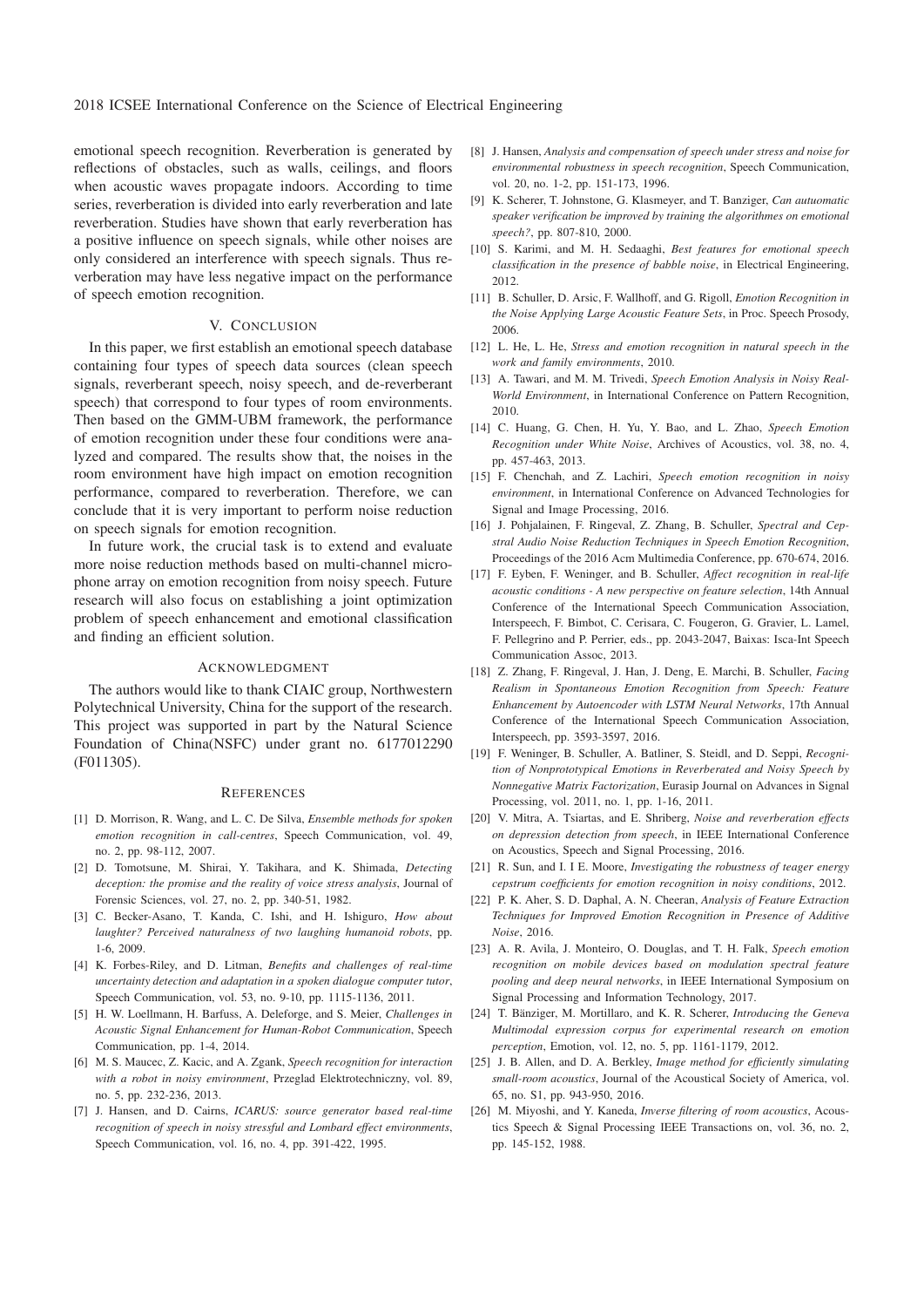emotional speech recognition. Reverberation is generated by reflections of obstacles, such as walls, ceilings, and floors when acoustic waves propagate indoors. According to time series, reverberation is divided into early reverberation and late reverberation. Studies have shown that early reverberation has a positive influence on speech signals, while other noises are only considered an interference with speech signals. Thus reverberation may have less negative impact on the performance of speech emotion recognition.

## V. Conclusion

In this paper, we first establish an emotional speech database containing four types of speech data sources (clean speech signals, reverberant speech, noisy speech, and de-reverberant speech) that correspond to four types of room environments. Then based on the GMM-UBM framework, the performance of emotion recognition under these four conditions were analyzed and compared. The results show that, the noises in the room environment have high impact on emotion recognition performance, compared to reverberation. Therefore, we can conclude that it is very important to perform noise reduction on speech signals for emotion recognition.

In future work, the crucial task is to extend and evaluate more noise reduction methods based on multi-channel microphone array on emotion recognition from noisy speech. Future research will also focus on establishing a joint optimization problem of speech enhancement and emotional classification and finding an efficient solution.

## Acknowledgment

The authors would like to thank CIAIC group, Northwestern Polytechnical University, China for the support of the research. This project was supported in part by the Natural Science Foundation of China(NSFC) under grant no. 6177012290 (F011305).

## References

[1] D. Morrison, R. Wang, and L. C. De Silva, *Ensemble methods for spoken emotion recognition in call-centres*, Speech Communication, vol. 49, no. 2, pp. 98-112, 2007.

[2] D. Tomotsune, M. Shirai, Y. Takihara, and K. Shimada, *Detecting deception: the promise and the reality of voice stress analysis*, Journal of Forensic Sciences, vol. 27, no. 2, pp. 340-51, 1982.

[3] C. Becker-Asano, T. Kanda, C. Ishi, and H. Ishiguro, *How about laughter? Perceived naturalness of two laughing humanoid robots*, pp. 1-6, 2009.

[4] K. Forbes-Riley, and D. Litman, *Benefits and challenges of real-time uncertainty detection and adaptation in a spoken dialogue computer tutor*, Speech Communication, vol. 53, no. 9-10, pp. 1115-1136, 2011.

[5] H. W. Loellmann, H. Barfuss, A. Deleforge, and S. Meier, *Challenges in Acoustic Signal Enhancement for Human-Robot Communication*, Speech Communication, pp. 1-4, 2014.

[6] M. S. Maucec, Z. Kacic, and A. Zgank, *Speech recognition for interaction with a robot in noisy environment*, Przeglad Elektrotechniczny, vol. 89, no. 5, pp. 232-236, 2013.

[7] J. Hansen, and D. Cairns, *ICARUS: source generator based real-time recognition of speech in noisy stressful and Lombard effect environments*, Speech Communication, vol. 16, no. 4, pp. 391-422, 1995.

[8] J. Hansen, *Analysis and compensation of speech under stress and noise for environmental robustness in speech recognition*, Speech Communication, vol. 20, no. 1-2, pp. 151-173, 1996.

[9] K. Scherer, T. Johnstone, G. Klasmeyer, and T. Banziger, *Can autuomatic speaker verification be improved by training the algorithmes on emotional speech?*, pp. 807-810, 2000.

[10] S. Karimi, and M. H. Sedaaghi, *Best features for emotional speech classification in the presence of babble noise*, in Electrical Engineering, 2012.

[11] B. Schuller, D. Arsic, F. Wallhoff, and G. Rigoll, *Emotion Recognition in the Noise Applying Large Acoustic Feature Sets*, in Proc. Speech Prosody, 2006.

[12] L. He, L. He, *Stress and emotion recognition in natural speech in the work and family environments*, 2010.

[13] A. Tawari, and M. M. Trivedi, *Speech Emotion Analysis in Noisy Real-World Environment*, in International Conference on Pattern Recognition, 2010.

[14] C. Huang, G. Chen, H. Yu, Y. Bao, and L. Zhao, *Speech Emotion Recognition under White Noise*, Archives of Acoustics, vol. 38, no. 4, pp. 457-463, 2013.

[15] F. Chenchah, and Z. Lachiri, *Speech emotion recognition in noisy environment*, in International Conference on Advanced Technologies for Signal and Image Processing, 2016.

[16] J. Pohjalainen, F. Ringeval, Z. Zhang, B. Schuller, *Spectral and Cepstral Audio Noise Reduction Techniques in Speech Emotion Recognition*, Proceedings of the 2016 Acm Multimedia Conference, pp. 670-674, 2016.

[17] F. Eyben, F. Weninger, and B. Schuller, *Affect recognition in real-life acoustic conditions - A new perspective on feature selection*, 14th Annual Conference of the International Speech Communication Association, Interspeech, F. Bimbot, C. Cerisara, C. Fougeron, G. Gravier, L. Lamel, F. Pellegrino and P. Perrier, eds., pp. 2043-2047, Baixas: Isca-Int Speech Communication Assoc, 2013.

[18] Z. Zhang, F. Ringeval, J. Han, J. Deng, E. Marchi, B. Schuller, *Facing Realism in Spontaneous Emotion Recognition from Speech: Feature Enhancement by Autoencoder with LSTM Neural Networks*, 17th Annual Conference of the International Speech Communication Association, Interspeech, pp. 3593-3597, 2016.

[19] F. Weninger, B. Schuller, A. Batliner, S. Steidl, and D. Seppi, *Recognition of Nonprototypical Emotions in Reverberated and Noisy Speech by Nonnegative Matrix Factorization*, Eurasip Journal on Advances in Signal Processing, vol. 2011, no. 1, pp. 1-16, 2011.

[20] V. Mitra, A. Tsiartas, and E. Shriberg, *Noise and reverberation effects on depression detection from speech*, in IEEE International Conference on Acoustics, Speech and Signal Processing, 2016.

[21] R. Sun, and I. I E. Moore, *Investigating the robustness of teager energy cepstrum coefficients for emotion recognition in noisy conditions*, 2012.

[22] P. K. Aher, S. D. Daphal, A. N. Cheeran, *Analysis of Feature Extraction Techniques for Improved Emotion Recognition in Presence of Additive Noise*, 2016.

[23] A. R. Avila, J. Monteiro, O. Douglas, and T. H. Falk, *Speech emotion recognition on mobile devices based on modulation spectral feature pooling and deep neural networks*, in IEEE International Symposium on Signal Processing and Information Technology, 2017.

[24] T. Bänziger, M. Mortillaro, and K. R. Scherer, *Introducing the Geneva Multimodal expression corpus for experimental research on emotion perception*, Emotion, vol. 12, no. 5, pp. 1161-1179, 2012.

[25] J. B. Allen, and D. A. Berkley, *Image method for efficiently simulating small-room acoustics*, Journal of the Acoustical Society of America, vol. 65, no. S1, pp. 943-950, 2016.

[26] M. Miyoshi, and Y. Kaneda, *Inverse filtering of room acoustics*, Acoustics Speech & Signal Processing IEEE Transactions on, vol. 36, no. 2, pp. 145-152, 1988.